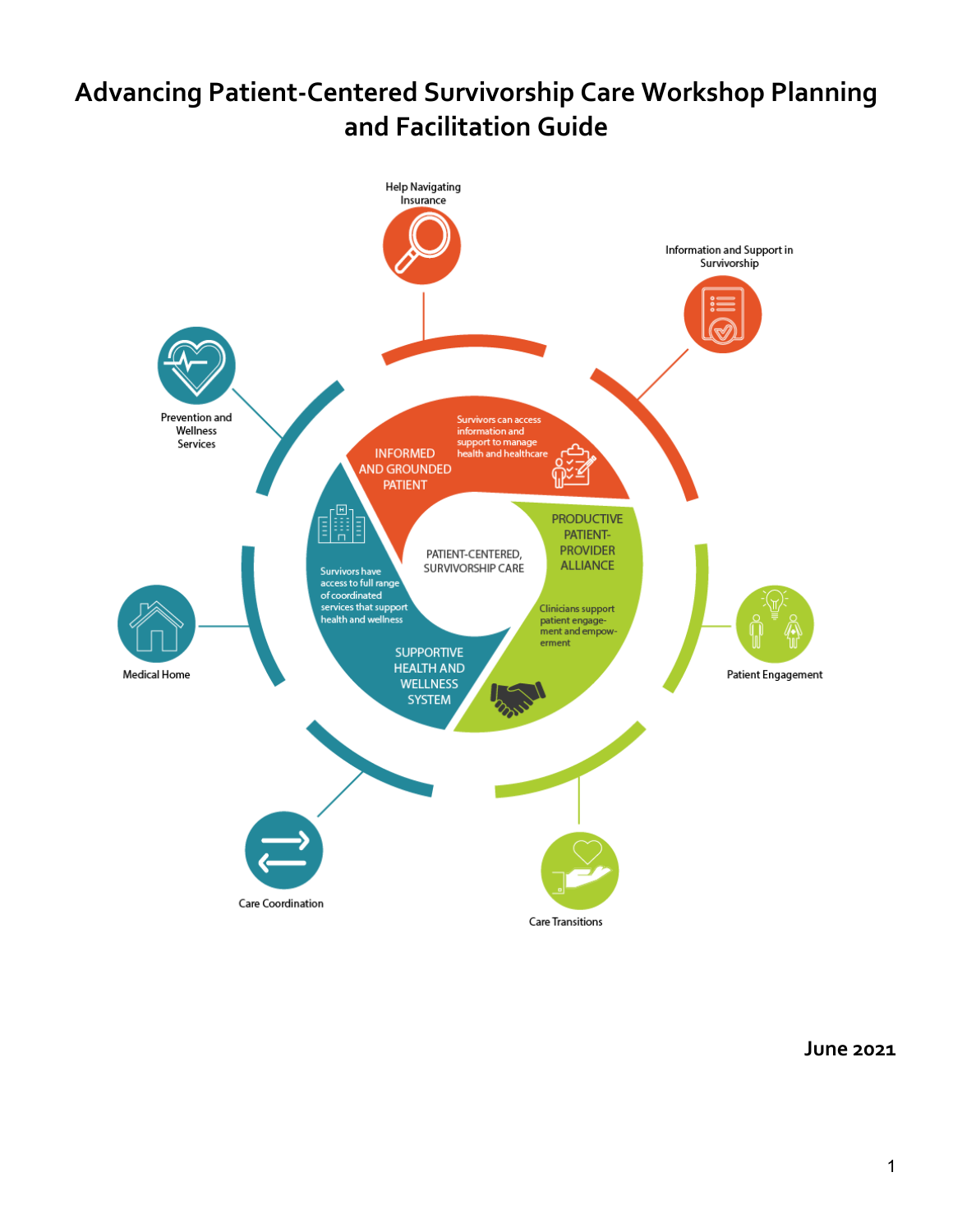# Advancing Patient-Centered Survivorship Care Workshop Planning and Facilitation Guide

Help Navigating Insurance

Information and Support in Survivorship

Prevention and Wellness Services

INFORMED AND GROUNDED PATIENT

Survivors can access information and support to manage health and healthcare

PATIENT-CENTERED, SURVIVORSHIP CARE

PRODUCTIVE PATIENT-PROVIDER ALLIANCE

Clinicians support patient engagement and empowerment

Survivors have access to full range of coordinated services that support health and wellness

SUPPORTIVE HEALTH AND WELLNESS SYSTEM

Medical Home

Patient Engagement

Care Coordination

Care Transitions

June 2021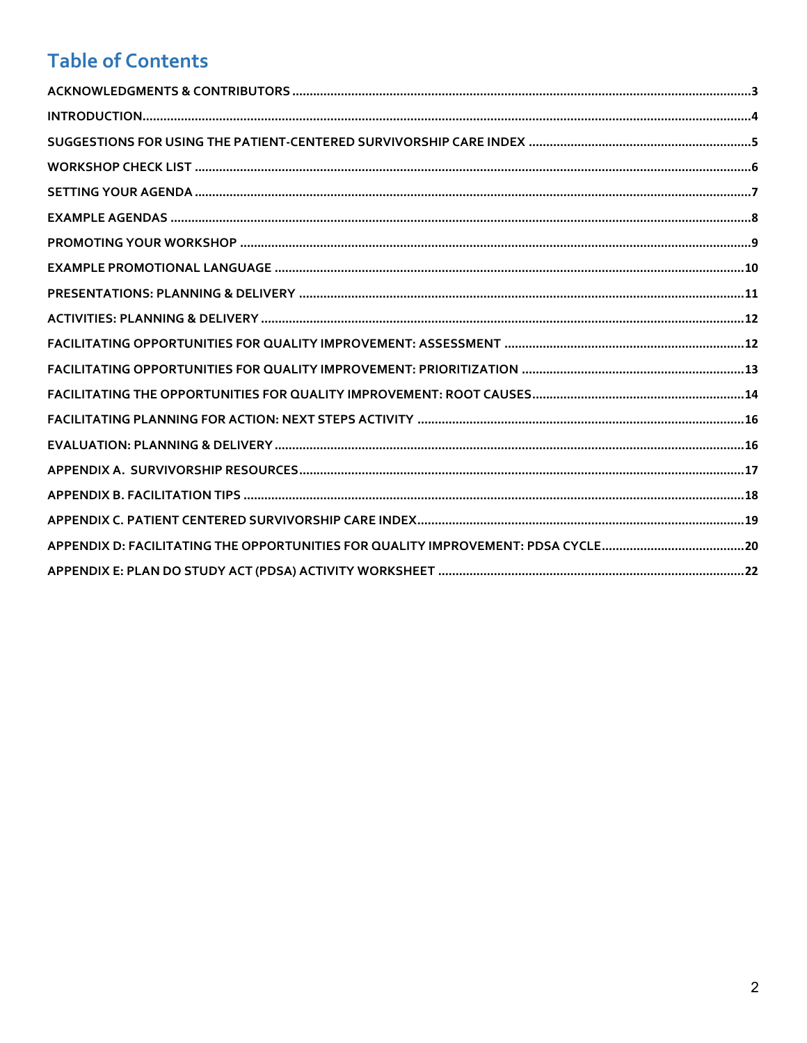# Table of Contents

ACKNOWLEDGMENTS & CONTRIBUTORS ....................3
INTRODUCTION....................4
SUGGESTIONS FOR USING THE PATIENT-CENTERED SURVIVORSHIP CARE INDEX ....................5
WORKSHOP CHECK LIST ....................6
SETTING YOUR AGENDA ....................7
EXAMPLE AGENDAS ....................8
PROMOTING YOUR WORKSHOP ....................9
EXAMPLE PROMOTIONAL LANGUAGE ....................10
PRESENTATIONS: PLANNING & DELIVERY ....................11
ACTIVITIES: PLANNING & DELIVERY ....................12
FACILITATING OPPORTUNITIES FOR QUALITY IMPROVEMENT: ASSESSMENT ....................12
FACILITATING OPPORTUNITIES FOR QUALITY IMPROVEMENT: PRIORITIZATION ....................13
FACILITATING THE OPPORTUNITIES FOR QUALITY IMPROVEMENT: ROOT CAUSES....................14
FACILITATING PLANNING FOR ACTION: NEXT STEPS ACTIVITY ....................16
EVALUATION: PLANNING & DELIVERY ....................16
APPENDIX A. SURVIVORSHIP RESOURCES....................17
APPENDIX B. FACILITATION TIPS ....................18
APPENDIX C. PATIENT CENTERED SURVIVORSHIP CARE INDEX....................19
APPENDIX D: FACILITATING THE OPPORTUNITIES FOR QUALITY IMPROVEMENT: PDSA CYCLE....................20
APPENDIX E: PLAN DO STUDY ACT (PDSA) ACTIVITY WORKSHEET ....................22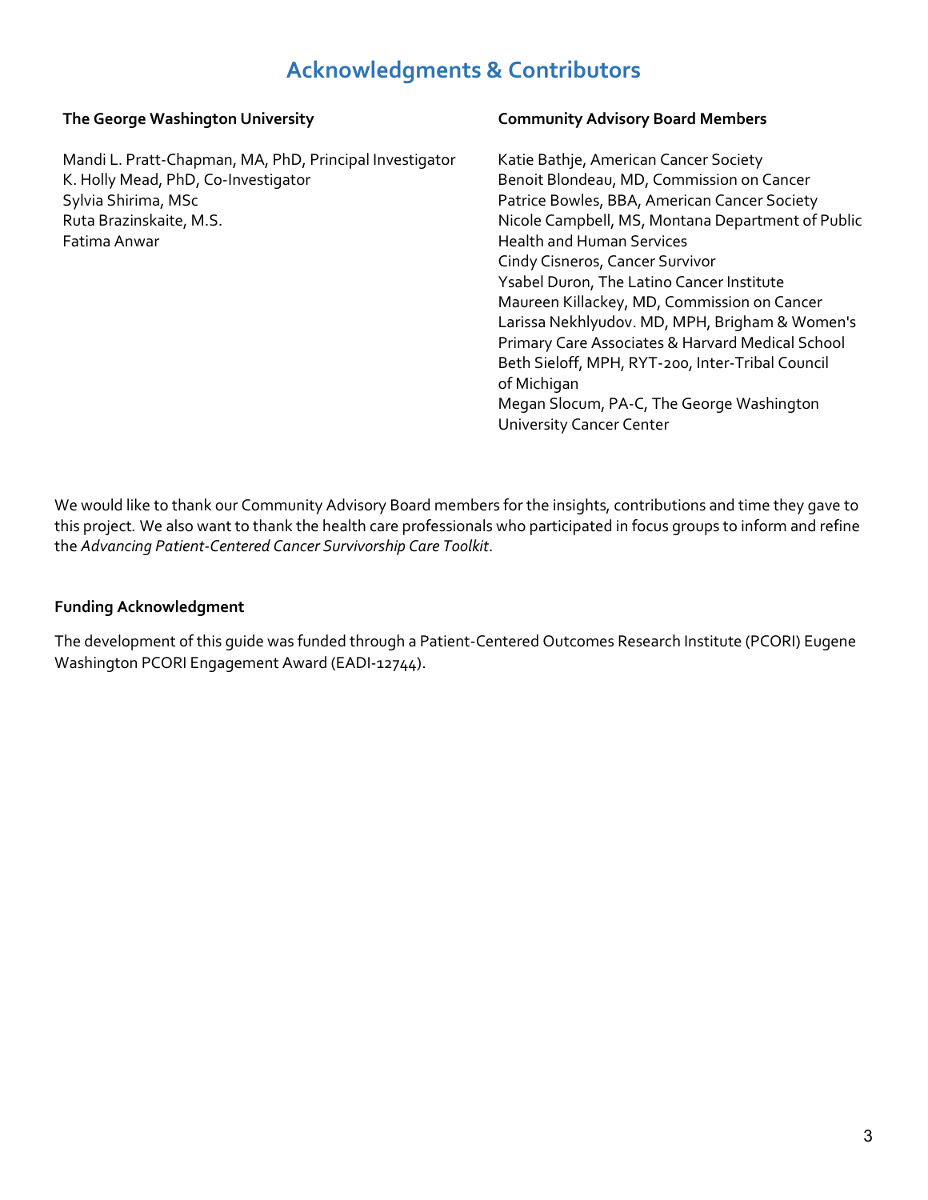# Acknowledgments & Contributors

**The George Washington University**

Mandi L. Pratt-Chapman, MA, PhD, Principal Investigator
K. Holly Mead, PhD, Co-Investigator
Sylvia Shirima, MSc
Ruta Brazinskaite, M.S.
Fatima Anwar

**Community Advisory Board Members**

Katie Bathje, American Cancer Society
Benoit Blondeau, MD, Commission on Cancer
Patrice Bowles, BBA, American Cancer Society
Nicole Campbell, MS, Montana Department of Public Health and Human Services
Cindy Cisneros, Cancer Survivor
Ysabel Duron, The Latino Cancer Institute
Maureen Killackey, MD, Commission on Cancer
Larissa Nekhlyudov. MD, MPH, Brigham & Women's Primary Care Associates & Harvard Medical School
Beth Sieloff, MPH, RYT-200, Inter-Tribal Council of Michigan
Megan Slocum, PA-C, The George Washington University Cancer Center

We would like to thank our Community Advisory Board members for the insights, contributions and time they gave to this project. We also want to thank the health care professionals who participated in focus groups to inform and refine the *Advancing Patient-Centered Cancer Survivorship Care Toolkit*.

**Funding Acknowledgment**

The development of this guide was funded through a Patient-Centered Outcomes Research Institute (PCORI) Eugene Washington PCORI Engagement Award (EADI-12744).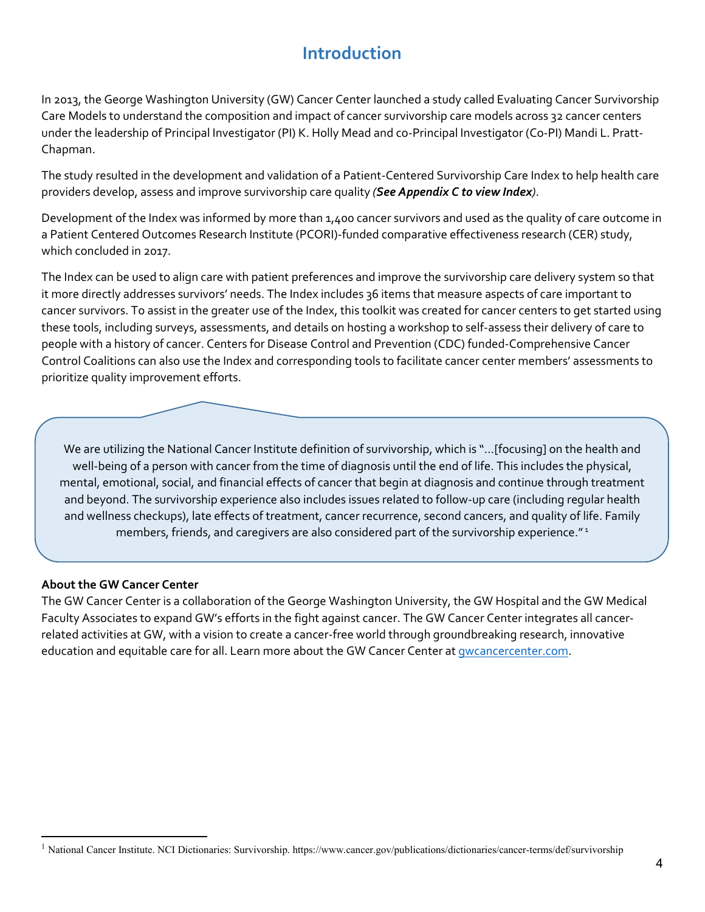# Introduction

In 2013, the George Washington University (GW) Cancer Center launched a study called Evaluating Cancer Survivorship Care Models to understand the composition and impact of cancer survivorship care models across 32 cancer centers under the leadership of Principal Investigator (PI) K. Holly Mead and co-Principal Investigator (Co-PI) Mandi L. Pratt-Chapman.

The study resulted in the development and validation of a Patient-Centered Survivorship Care Index to help health care providers develop, assess and improve survivorship care quality *(**See Appendix C to view Index**)*.

Development of the Index was informed by more than 1,400 cancer survivors and used as the quality of care outcome in a Patient Centered Outcomes Research Institute (PCORI)-funded comparative effectiveness research (CER) study, which concluded in 2017.

The Index can be used to align care with patient preferences and improve the survivorship care delivery system so that it more directly addresses survivors' needs. The Index includes 36 items that measure aspects of care important to cancer survivors. To assist in the greater use of the Index, this toolkit was created for cancer centers to get started using these tools, including surveys, assessments, and details on hosting a workshop to self-assess their delivery of care to people with a history of cancer. Centers for Disease Control and Prevention (CDC) funded-Comprehensive Cancer Control Coalitions can also use the Index and corresponding tools to facilitate cancer center members' assessments to prioritize quality improvement efforts.

> We are utilizing the National Cancer Institute definition of survivorship, which is "...[focusing] on the health and well-being of a person with cancer from the time of diagnosis until the end of life. This includes the physical, mental, emotional, social, and financial effects of cancer that begin at diagnosis and continue through treatment and beyond. The survivorship experience also includes issues related to follow-up care (including regular health and wellness checkups), late effects of treatment, cancer recurrence, second cancers, and quality of life. Family members, friends, and caregivers are also considered part of the survivorship experience."[1]

**About the GW Cancer Center**

The GW Cancer Center is a collaboration of the George Washington University, the GW Hospital and the GW Medical Faculty Associates to expand GW's efforts in the fight against cancer. The GW Cancer Center integrates all cancer-related activities at GW, with a vision to create a cancer-free world through groundbreaking research, innovative education and equitable care for all. Learn more about the GW Cancer Center at [gwcancercenter.com](gwcancercenter.com).

[1] National Cancer Institute. NCI Dictionaries: Survivorship. https://www.cancer.gov/publications/dictionaries/cancer-terms/def/survivorship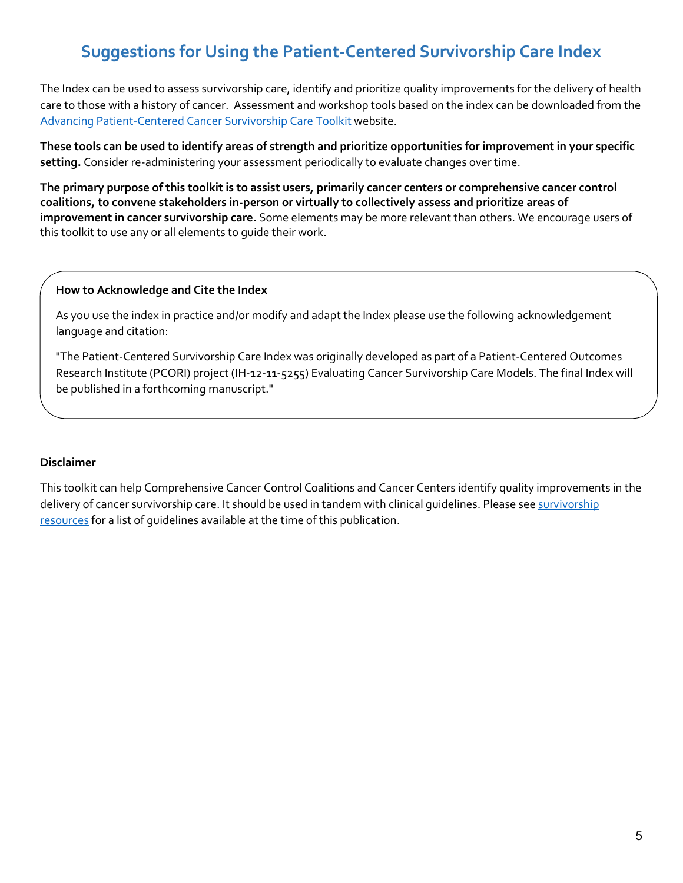# Suggestions for Using the Patient-Centered Survivorship Care Index

The Index can be used to assess survivorship care, identify and prioritize quality improvements for the delivery of health care to those with a history of cancer. Assessment and workshop tools based on the index can be downloaded from the [Advancing Patient-Centered Cancer Survivorship Care Toolkit]() website.

**These tools can be used to identify areas of strength and prioritize opportunities for improvement in your specific setting.** Consider re-administering your assessment periodically to evaluate changes over time.

**The primary purpose of this toolkit is to assist users, primarily cancer centers or comprehensive cancer control coalitions, to convene stakeholders in-person or virtually to collectively assess and prioritize areas of improvement in cancer survivorship care.** Some elements may be more relevant than others. We encourage users of this toolkit to use any or all elements to guide their work.

**How to Acknowledge and Cite the Index**

As you use the index in practice and/or modify and adapt the Index please use the following acknowledgement language and citation:

"The Patient-Centered Survivorship Care Index was originally developed as part of a Patient-Centered Outcomes Research Institute (PCORI) project (IH-12-11-5255) Evaluating Cancer Survivorship Care Models. The final Index will be published in a forthcoming manuscript."

**Disclaimer**

This toolkit can help Comprehensive Cancer Control Coalitions and Cancer Centers identify quality improvements in the delivery of cancer survivorship care. It should be used in tandem with clinical guidelines. Please see [survivorship resources]() for a list of guidelines available at the time of this publication.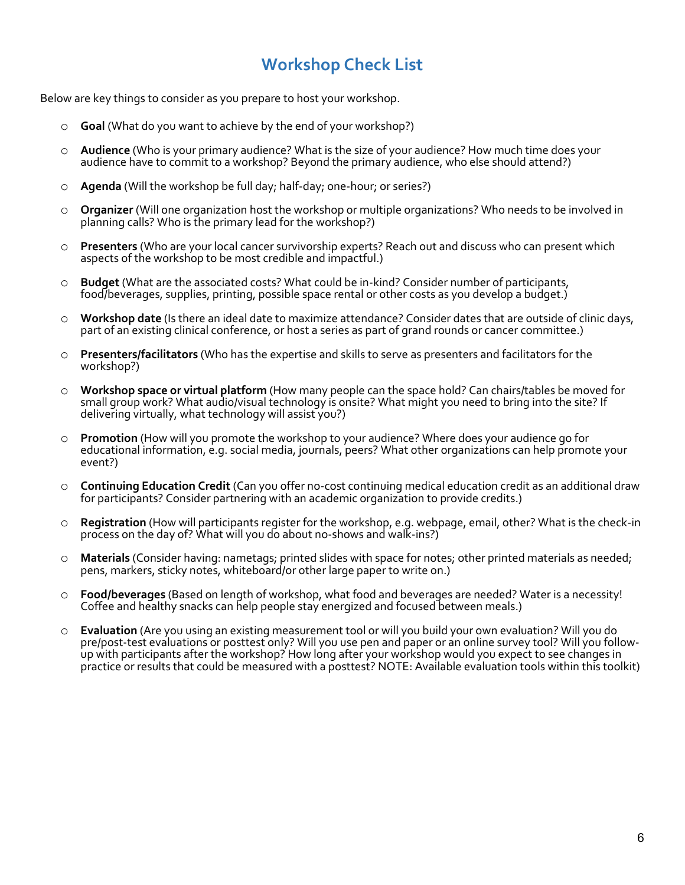# Workshop Check List

Below are key things to consider as you prepare to host your workshop.

- **Goal** (What do you want to achieve by the end of your workshop?)
- **Audience** (Who is your primary audience? What is the size of your audience? How much time does your audience have to commit to a workshop? Beyond the primary audience, who else should attend?)
- **Agenda** (Will the workshop be full day; half-day; one-hour; or series?)
- **Organizer** (Will one organization host the workshop or multiple organizations? Who needs to be involved in planning calls? Who is the primary lead for the workshop?)
- **Presenters** (Who are your local cancer survivorship experts? Reach out and discuss who can present which aspects of the workshop to be most credible and impactful.)
- **Budget** (What are the associated costs? What could be in-kind? Consider number of participants, food/beverages, supplies, printing, possible space rental or other costs as you develop a budget.)
- **Workshop date** (Is there an ideal date to maximize attendance? Consider dates that are outside of clinic days, part of an existing clinical conference, or host a series as part of grand rounds or cancer committee.)
- **Presenters/facilitators** (Who has the expertise and skills to serve as presenters and facilitators for the workshop?)
- **Workshop space or virtual platform** (How many people can the space hold? Can chairs/tables be moved for small group work? What audio/visual technology is onsite? What might you need to bring into the site? If delivering virtually, what technology will assist you?)
- **Promotion** (How will you promote the workshop to your audience? Where does your audience go for educational information, e.g. social media, journals, peers? What other organizations can help promote your event?)
- **Continuing Education Credit** (Can you offer no-cost continuing medical education credit as an additional draw for participants? Consider partnering with an academic organization to provide credits.)
- **Registration** (How will participants register for the workshop, e.g. webpage, email, other? What is the check-in process on the day of? What will you do about no-shows and walk-ins?)
- **Materials** (Consider having: nametags; printed slides with space for notes; other printed materials as needed; pens, markers, sticky notes, whiteboard/or other large paper to write on.)
- **Food/beverages** (Based on length of workshop, what food and beverages are needed? Water is a necessity! Coffee and healthy snacks can help people stay energized and focused between meals.)
- **Evaluation** (Are you using an existing measurement tool or will you build your own evaluation? Will you do pre/post-test evaluations or posttest only? Will you use pen and paper or an online survey tool? Will you follow-up with participants after the workshop? How long after your workshop would you expect to see changes in practice or results that could be measured with a posttest? NOTE: Available evaluation tools within this toolkit)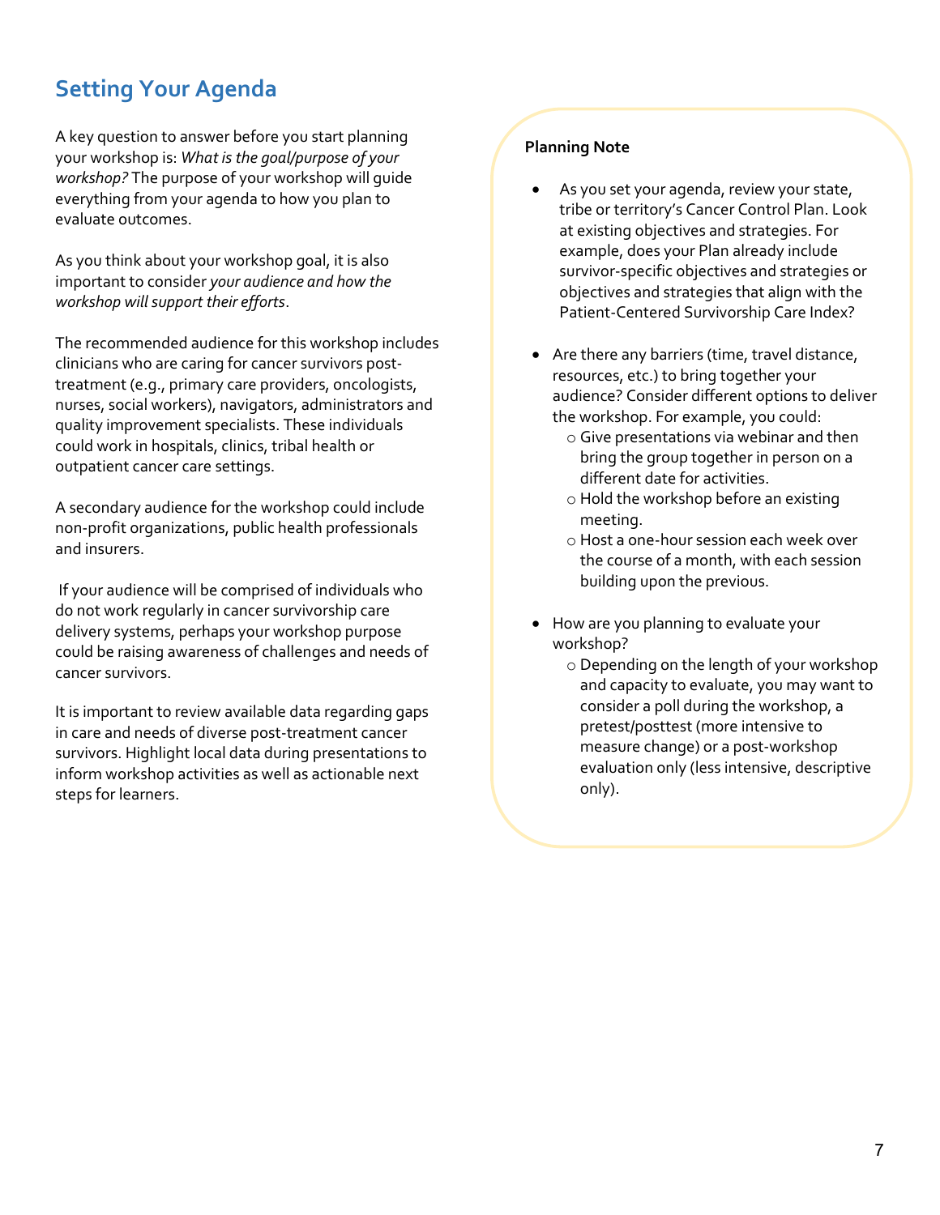## Setting Your Agenda

A key question to answer before you start planning your workshop is: *What is the goal/purpose of your workshop?* The purpose of your workshop will guide everything from your agenda to how you plan to evaluate outcomes.

As you think about your workshop goal, it is also important to consider *your audience and how the workshop will support their efforts*.

The recommended audience for this workshop includes clinicians who are caring for cancer survivors post-treatment (e.g., primary care providers, oncologists, nurses, social workers), navigators, administrators and quality improvement specialists. These individuals could work in hospitals, clinics, tribal health or outpatient cancer care settings.

A secondary audience for the workshop could include non-profit organizations, public health professionals and insurers.

If your audience will be comprised of individuals who do not work regularly in cancer survivorship care delivery systems, perhaps your workshop purpose could be raising awareness of challenges and needs of cancer survivors.

It is important to review available data regarding gaps in care and needs of diverse post-treatment cancer survivors. Highlight local data during presentations to inform workshop activities as well as actionable next steps for learners.

**Planning Note**

- As you set your agenda, review your state, tribe or territory's Cancer Control Plan. Look at existing objectives and strategies. For example, does your Plan already include survivor-specific objectives and strategies or objectives and strategies that align with the Patient-Centered Survivorship Care Index?
- Are there any barriers (time, travel distance, resources, etc.) to bring together your audience? Consider different options to deliver the workshop. For example, you could:
  - Give presentations via webinar and then bring the group together in person on a different date for activities.
  - Hold the workshop before an existing meeting.
  - Host a one-hour session each week over the course of a month, with each session building upon the previous.
- How are you planning to evaluate your workshop?
  - Depending on the length of your workshop and capacity to evaluate, you may want to consider a poll during the workshop, a pretest/posttest (more intensive to measure change) or a post-workshop evaluation only (less intensive, descriptive only).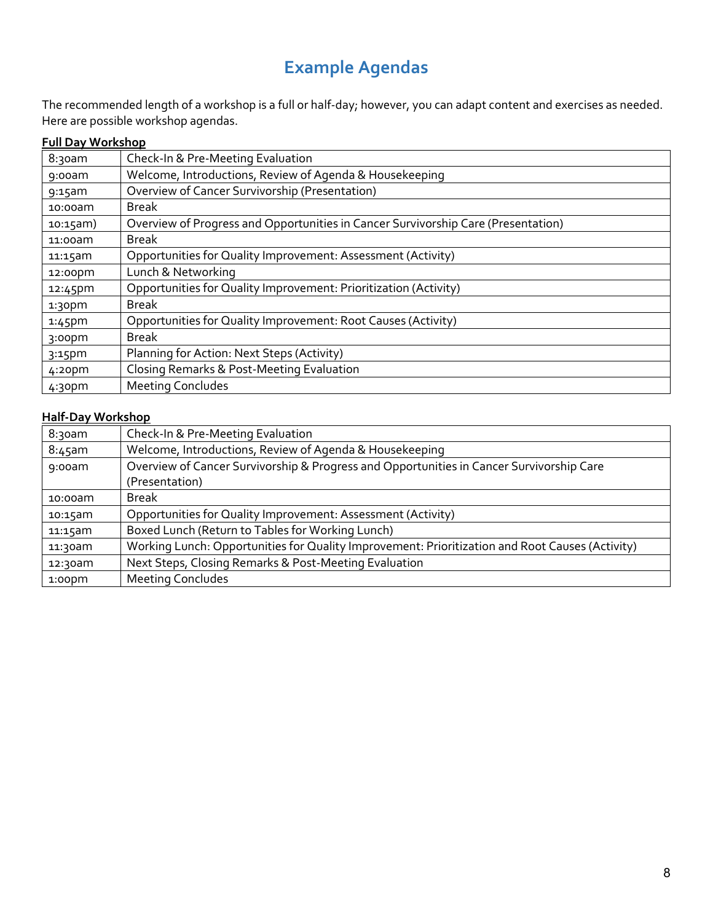# Example Agendas

The recommended length of a workshop is a full or half-day; however, you can adapt content and exercises as needed. Here are possible workshop agendas.

**Full Day Workshop**

| | |
|---|---|
| 8:30am | Check-In & Pre-Meeting Evaluation |
| 9:00am | Welcome, Introductions, Review of Agenda & Housekeeping |
| 9:15am | Overview of Cancer Survivorship (Presentation) |
| 10:00am | Break |
| 10:15am) | Overview of Progress and Opportunities in Cancer Survivorship Care (Presentation) |
| 11:00am | Break |
| 11:15am | Opportunities for Quality Improvement: Assessment (Activity) |
| 12:00pm | Lunch & Networking |
| 12:45pm | Opportunities for Quality Improvement: Prioritization (Activity) |
| 1:30pm | Break |
| 1:45pm | Opportunities for Quality Improvement: Root Causes (Activity) |
| 3:00pm | Break |
| 3:15pm | Planning for Action: Next Steps (Activity) |
| 4:20pm | Closing Remarks & Post-Meeting Evaluation |
| 4:30pm | Meeting Concludes |

**Half-Day Workshop**

| | |
|---|---|
| 8:30am | Check-In & Pre-Meeting Evaluation |
| 8:45am | Welcome, Introductions, Review of Agenda & Housekeeping |
| 9:00am | Overview of Cancer Survivorship & Progress and Opportunities in Cancer Survivorship Care (Presentation) |
| 10:00am | Break |
| 10:15am | Opportunities for Quality Improvement: Assessment (Activity) |
| 11:15am | Boxed Lunch (Return to Tables for Working Lunch) |
| 11:30am | Working Lunch: Opportunities for Quality Improvement: Prioritization and Root Causes (Activity) |
| 12:30am | Next Steps, Closing Remarks & Post-Meeting Evaluation |
| 1:00pm | Meeting Concludes |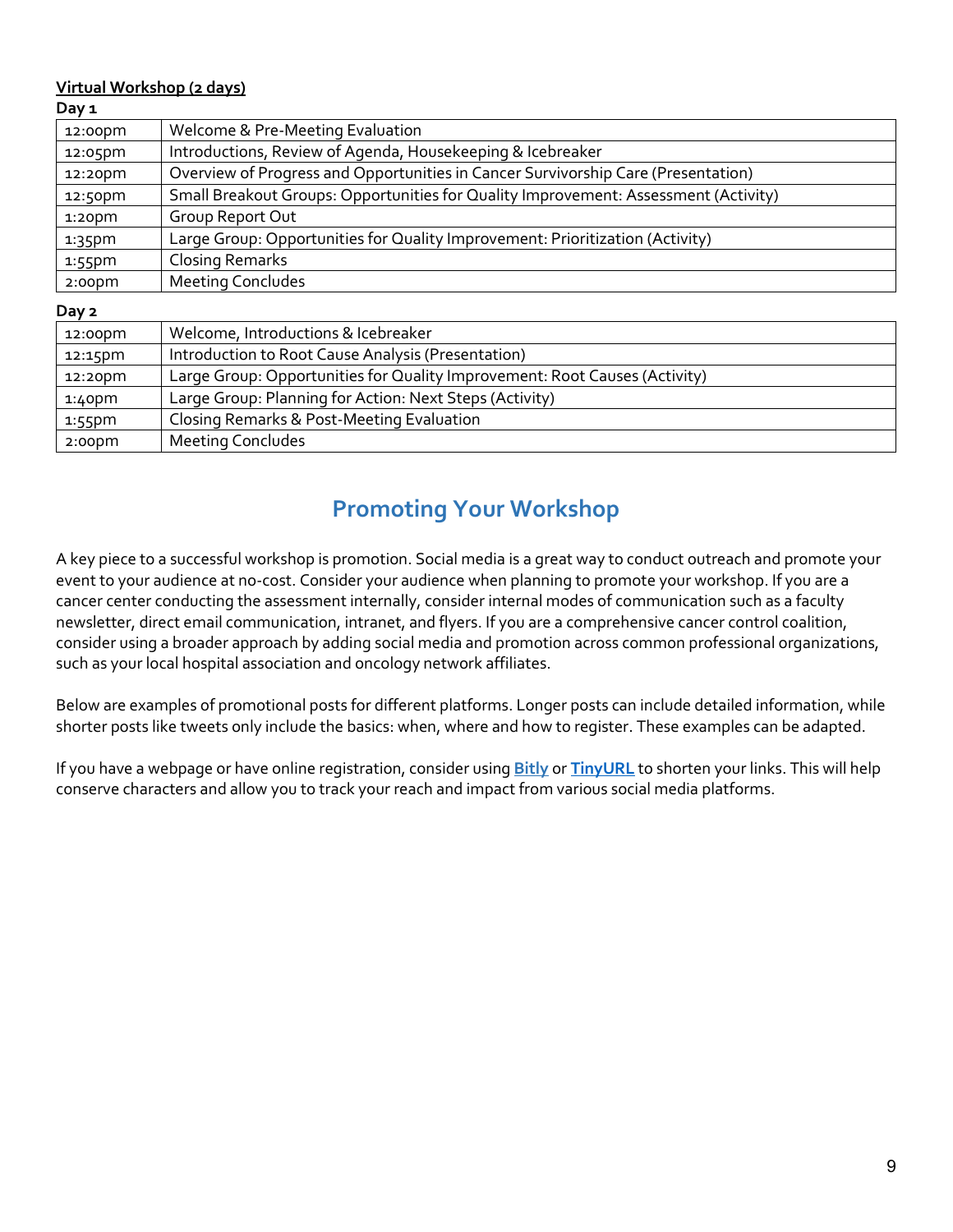**Virtual Workshop (2 days)**

**Day 1**

| | |
|---|---|
| 12:00pm | Welcome & Pre-Meeting Evaluation |
| 12:05pm | Introductions, Review of Agenda, Housekeeping & Icebreaker |
| 12:20pm | Overview of Progress and Opportunities in Cancer Survivorship Care (Presentation) |
| 12:50pm | Small Breakout Groups: Opportunities for Quality Improvement: Assessment (Activity) |
| 1:20pm | Group Report Out |
| 1:35pm | Large Group: Opportunities for Quality Improvement: Prioritization (Activity) |
| 1:55pm | Closing Remarks |
| 2:00pm | Meeting Concludes |

**Day 2**

| | |
|---|---|
| 12:00pm | Welcome, Introductions & Icebreaker |
| 12:15pm | Introduction to Root Cause Analysis (Presentation) |
| 12:20pm | Large Group: Opportunities for Quality Improvement: Root Causes (Activity) |
| 1:40pm | Large Group: Planning for Action: Next Steps (Activity) |
| 1:55pm | Closing Remarks & Post-Meeting Evaluation |
| 2:00pm | Meeting Concludes |

## Promoting Your Workshop

A key piece to a successful workshop is promotion. Social media is a great way to conduct outreach and promote your event to your audience at no-cost. Consider your audience when planning to promote your workshop. If you are a cancer center conducting the assessment internally, consider internal modes of communication such as a faculty newsletter, direct email communication, intranet, and flyers. If you are a comprehensive cancer control coalition, consider using a broader approach by adding social media and promotion across common professional organizations, such as your local hospital association and oncology network affiliates.

Below are examples of promotional posts for different platforms. Longer posts can include detailed information, while shorter posts like tweets only include the basics: when, where and how to register. These examples can be adapted.

If you have a webpage or have online registration, consider using **Bitly** or **TinyURL** to shorten your links. This will help conserve characters and allow you to track your reach and impact from various social media platforms.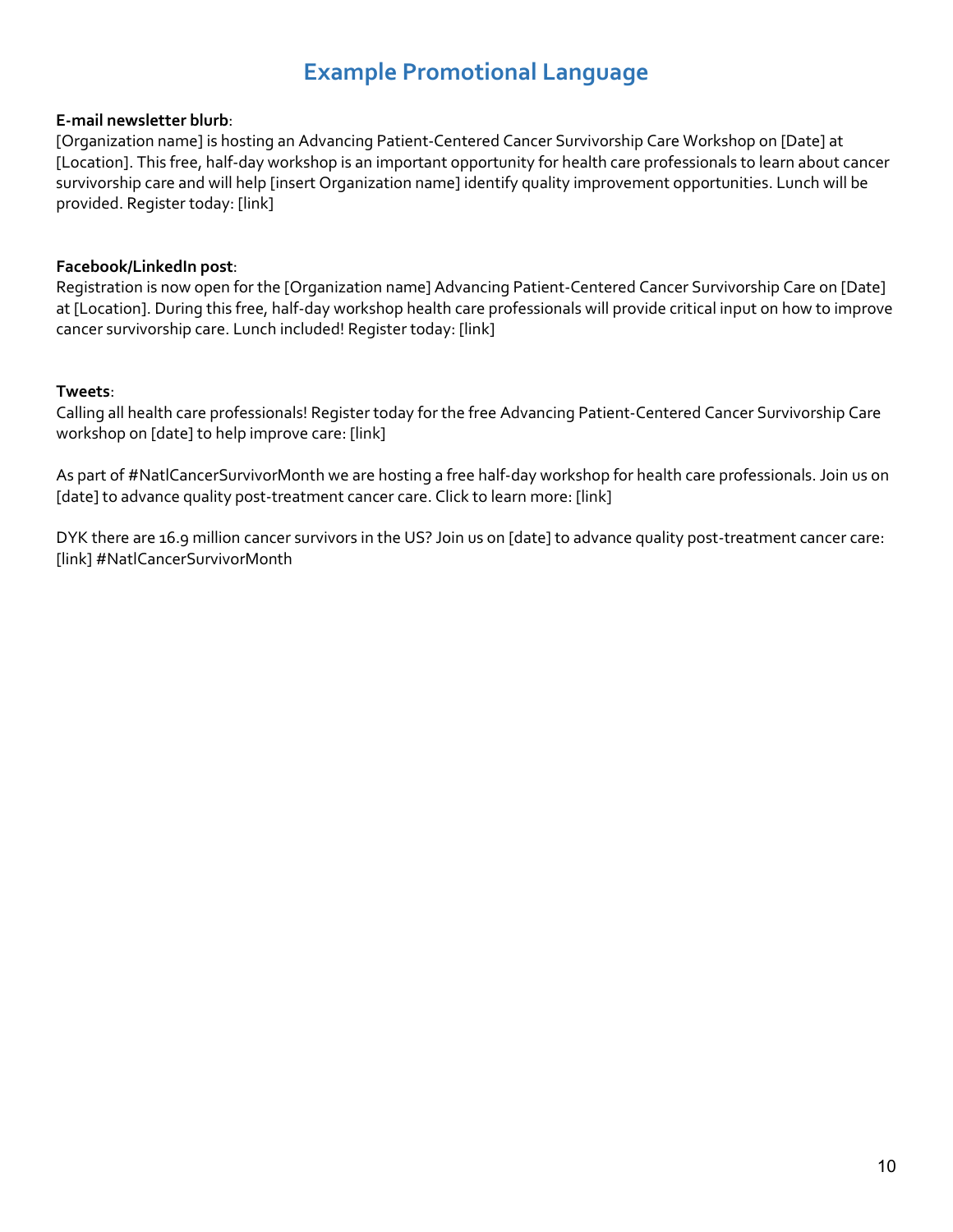# Example Promotional Language

**E-mail newsletter blurb**:
[Organization name] is hosting an Advancing Patient-Centered Cancer Survivorship Care Workshop on [Date] at [Location]. This free, half-day workshop is an important opportunity for health care professionals to learn about cancer survivorship care and will help [insert Organization name] identify quality improvement opportunities. Lunch will be provided. Register today: [link]

**Facebook/LinkedIn post**:
Registration is now open for the [Organization name] Advancing Patient-Centered Cancer Survivorship Care on [Date] at [Location]. During this free, half-day workshop health care professionals will provide critical input on how to improve cancer survivorship care. Lunch included! Register today: [link]

**Tweets**:
Calling all health care professionals! Register today for the free Advancing Patient-Centered Cancer Survivorship Care workshop on [date] to help improve care: [link]

As part of #NatlCancerSurvivorMonth we are hosting a free half-day workshop for health care professionals. Join us on [date] to advance quality post-treatment cancer care. Click to learn more: [link]

DYK there are 16.9 million cancer survivors in the US? Join us on [date] to advance quality post-treatment cancer care: [link] #NatlCancerSurvivorMonth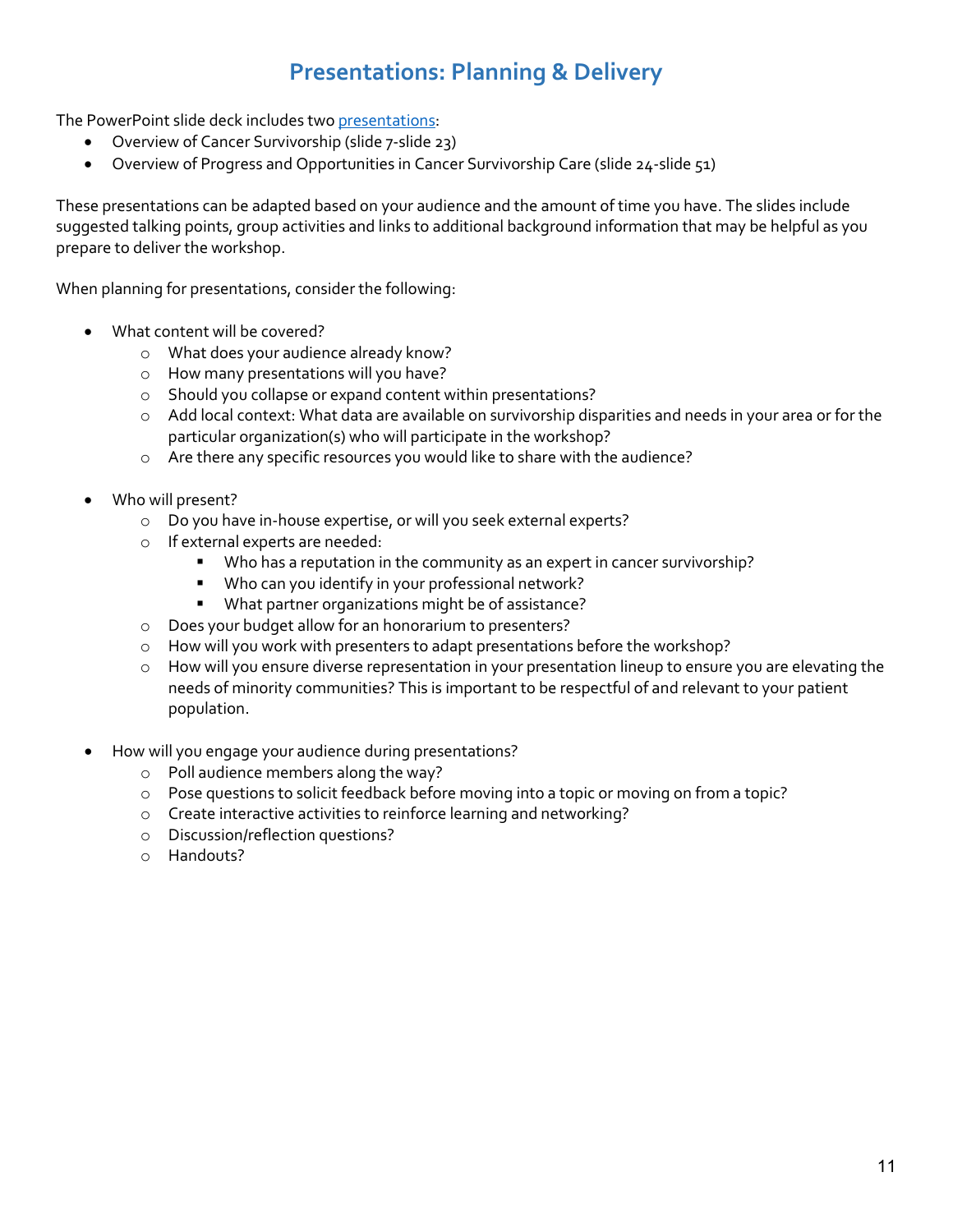# Presentations: Planning & Delivery

The PowerPoint slide deck includes two presentations:

- Overview of Cancer Survivorship (slide 7-slide 23)
- Overview of Progress and Opportunities in Cancer Survivorship Care (slide 24-slide 51)

These presentations can be adapted based on your audience and the amount of time you have. The slides include suggested talking points, group activities and links to additional background information that may be helpful as you prepare to deliver the workshop.

When planning for presentations, consider the following:

- What content will be covered?
  - What does your audience already know?
  - How many presentations will you have?
  - Should you collapse or expand content within presentations?
  - Add local context: What data are available on survivorship disparities and needs in your area or for the particular organization(s) who will participate in the workshop?
  - Are there any specific resources you would like to share with the audience?

- Who will present?
  - Do you have in-house expertise, or will you seek external experts?
  - If external experts are needed:
    - Who has a reputation in the community as an expert in cancer survivorship?
    - Who can you identify in your professional network?
    - What partner organizations might be of assistance?
  - Does your budget allow for an honorarium to presenters?
  - How will you work with presenters to adapt presentations before the workshop?
  - How will you ensure diverse representation in your presentation lineup to ensure you are elevating the needs of minority communities? This is important to be respectful of and relevant to your patient population.

- How will you engage your audience during presentations?
  - Poll audience members along the way?
  - Pose questions to solicit feedback before moving into a topic or moving on from a topic?
  - Create interactive activities to reinforce learning and networking?
  - Discussion/reflection questions?
  - Handouts?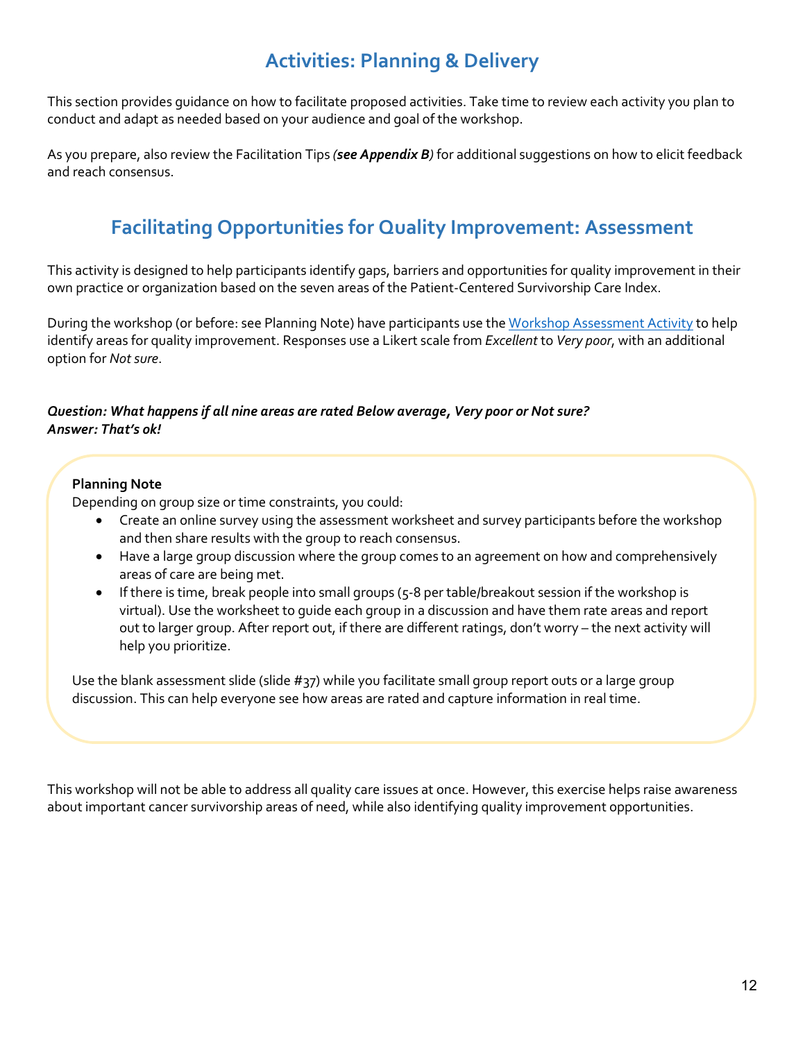# Activities: Planning & Delivery

This section provides guidance on how to facilitate proposed activities. Take time to review each activity you plan to conduct and adapt as needed based on your audience and goal of the workshop.

As you prepare, also review the Facilitation Tips *(**see Appendix B**)* for additional suggestions on how to elicit feedback and reach consensus.

## Facilitating Opportunities for Quality Improvement: Assessment

This activity is designed to help participants identify gaps, barriers and opportunities for quality improvement in their own practice or organization based on the seven areas of the Patient-Centered Survivorship Care Index.

During the workshop (or before: see Planning Note) have participants use the Workshop Assessment Activity to help identify areas for quality improvement. Responses use a Likert scale from *Excellent* to *Very poor*, with an additional option for *Not sure*.

***Question: What happens if all nine areas are rated Below average, Very poor or Not sure?***
***Answer: That's ok!***

**Planning Note**
Depending on group size or time constraints, you could:

- Create an online survey using the assessment worksheet and survey participants before the workshop and then share results with the group to reach consensus.
- Have a large group discussion where the group comes to an agreement on how and comprehensively areas of care are being met.
- If there is time, break people into small groups (5-8 per table/breakout session if the workshop is virtual). Use the worksheet to guide each group in a discussion and have them rate areas and report out to larger group. After report out, if there are different ratings, don't worry – the next activity will help you prioritize.

Use the blank assessment slide (slide #37) while you facilitate small group report outs or a large group discussion. This can help everyone see how areas are rated and capture information in real time.

This workshop will not be able to address all quality care issues at once. However, this exercise helps raise awareness about important cancer survivorship areas of need, while also identifying quality improvement opportunities.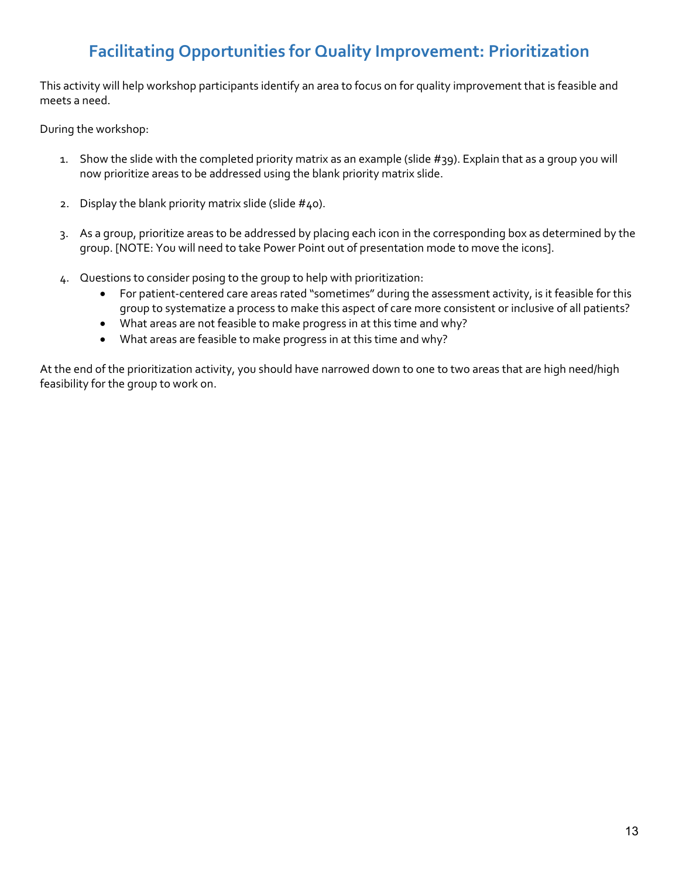# Facilitating Opportunities for Quality Improvement: Prioritization

This activity will help workshop participants identify an area to focus on for quality improvement that is feasible and meets a need.

During the workshop:

1. Show the slide with the completed priority matrix as an example (slide #39). Explain that as a group you will now prioritize areas to be addressed using the blank priority matrix slide.

2. Display the blank priority matrix slide (slide #40).

3. As a group, prioritize areas to be addressed by placing each icon in the corresponding box as determined by the group. [NOTE: You will need to take Power Point out of presentation mode to move the icons].

4. Questions to consider posing to the group to help with prioritization:
   - For patient-centered care areas rated "sometimes" during the assessment activity, is it feasible for this group to systematize a process to make this aspect of care more consistent or inclusive of all patients?
   - What areas are not feasible to make progress in at this time and why?
   - What areas are feasible to make progress in at this time and why?

At the end of the prioritization activity, you should have narrowed down to one to two areas that are high need/high feasibility for the group to work on.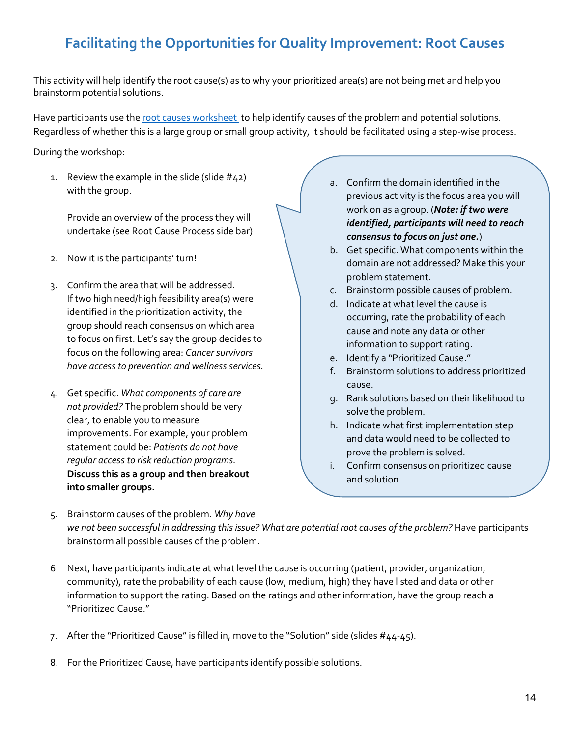# Facilitating the Opportunities for Quality Improvement: Root Causes

This activity will help identify the root cause(s) as to why your prioritized area(s) are not being met and help you brainstorm potential solutions.

Have participants use the root causes worksheet to help identify causes of the problem and potential solutions. Regardless of whether this is a large group or small group activity, it should be facilitated using a step-wise process.

During the workshop:

1. Review the example in the slide (slide #42) with the group.

   Provide an overview of the process they will undertake (see Root Cause Process side bar)

2. Now it is the participants' turn!

3. Confirm the area that will be addressed. If two high need/high feasibility area(s) were identified in the prioritization activity, the group should reach consensus on which area to focus on first. Let's say the group decides to focus on the following area: *Cancer survivors have access to prevention and wellness services.*

4. Get specific. *What components of care are not provided?* The problem should be very clear, to enable you to measure improvements. For example, your problem statement could be: *Patients do not have regular access to risk reduction programs.* **Discuss this as a group and then breakout into smaller groups.**

5. Brainstorm causes of the problem. *Why have we not been successful in addressing this issue? What are potential root causes of the problem?* Have participants brainstorm all possible causes of the problem.

6. Next, have participants indicate at what level the cause is occurring (patient, provider, organization, community), rate the probability of each cause (low, medium, high) they have listed and data or other information to support the rating. Based on the ratings and other information, have the group reach a "Prioritized Cause."

7. After the "Prioritized Cause" is filled in, move to the "Solution" side (slides #44-45).

8. For the Prioritized Cause, have participants identify possible solutions.

---

a. Confirm the domain identified in the previous activity is the focus area you will work on as a group. (***Note: if two were identified, participants will need to reach consensus to focus on just one.***)
b. Get specific. What components within the domain are not addressed? Make this your problem statement.
c. Brainstorm possible causes of problem.
d. Indicate at what level the cause is occurring, rate the probability of each cause and note any data or other information to support rating.
e. Identify a "Prioritized Cause."
f. Brainstorm solutions to address prioritized cause.
g. Rank solutions based on their likelihood to solve the problem.
h. Indicate what first implementation step and data would need to be collected to prove the problem is solved.
i. Confirm consensus on prioritized cause and solution.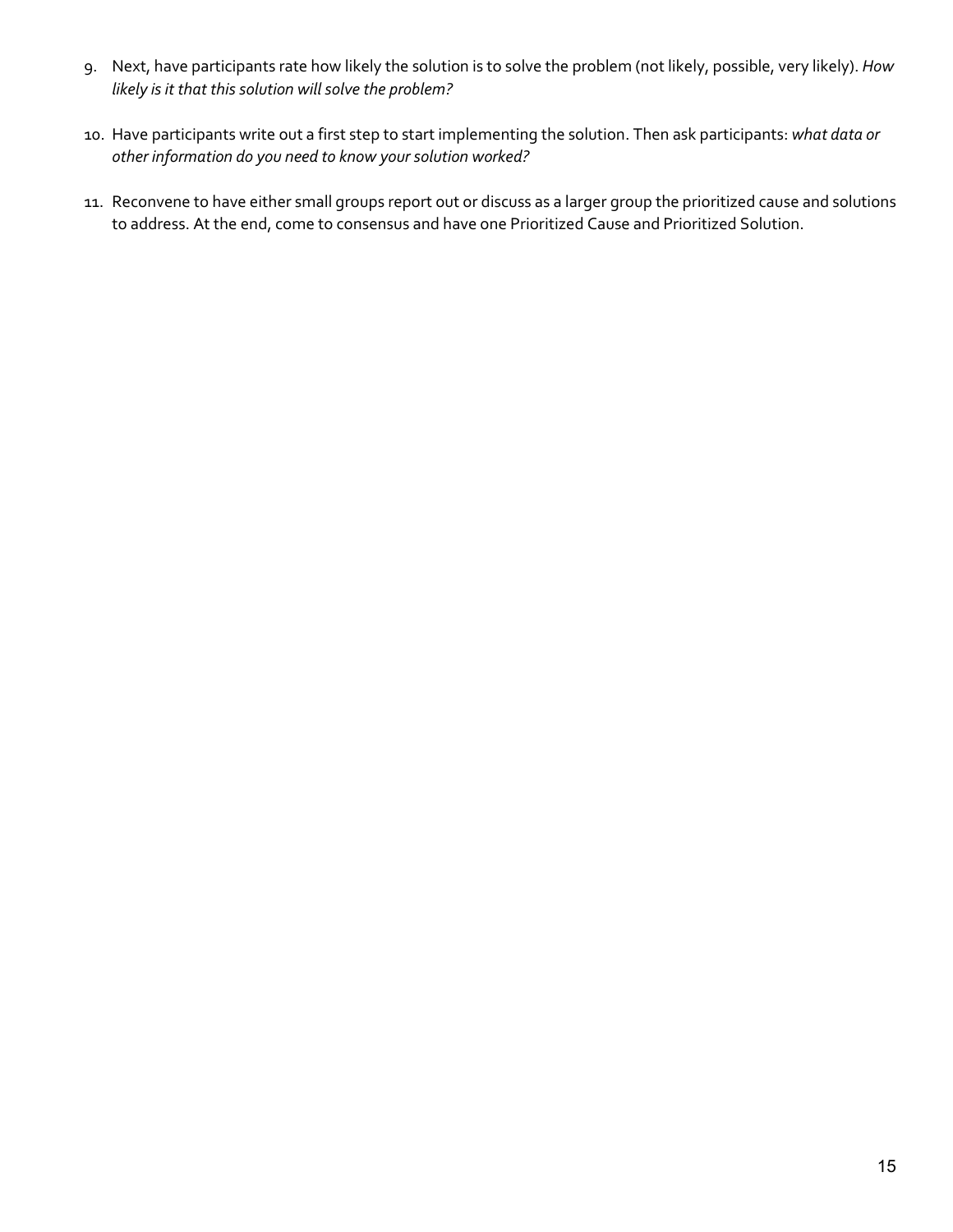9. Next, have participants rate how likely the solution is to solve the problem (not likely, possible, very likely). *How likely is it that this solution will solve the problem?*

10. Have participants write out a first step to start implementing the solution. Then ask participants: *what data or other information do you need to know your solution worked?*

11. Reconvene to have either small groups report out or discuss as a larger group the prioritized cause and solutions to address. At the end, come to consensus and have one Prioritized Cause and Prioritized Solution.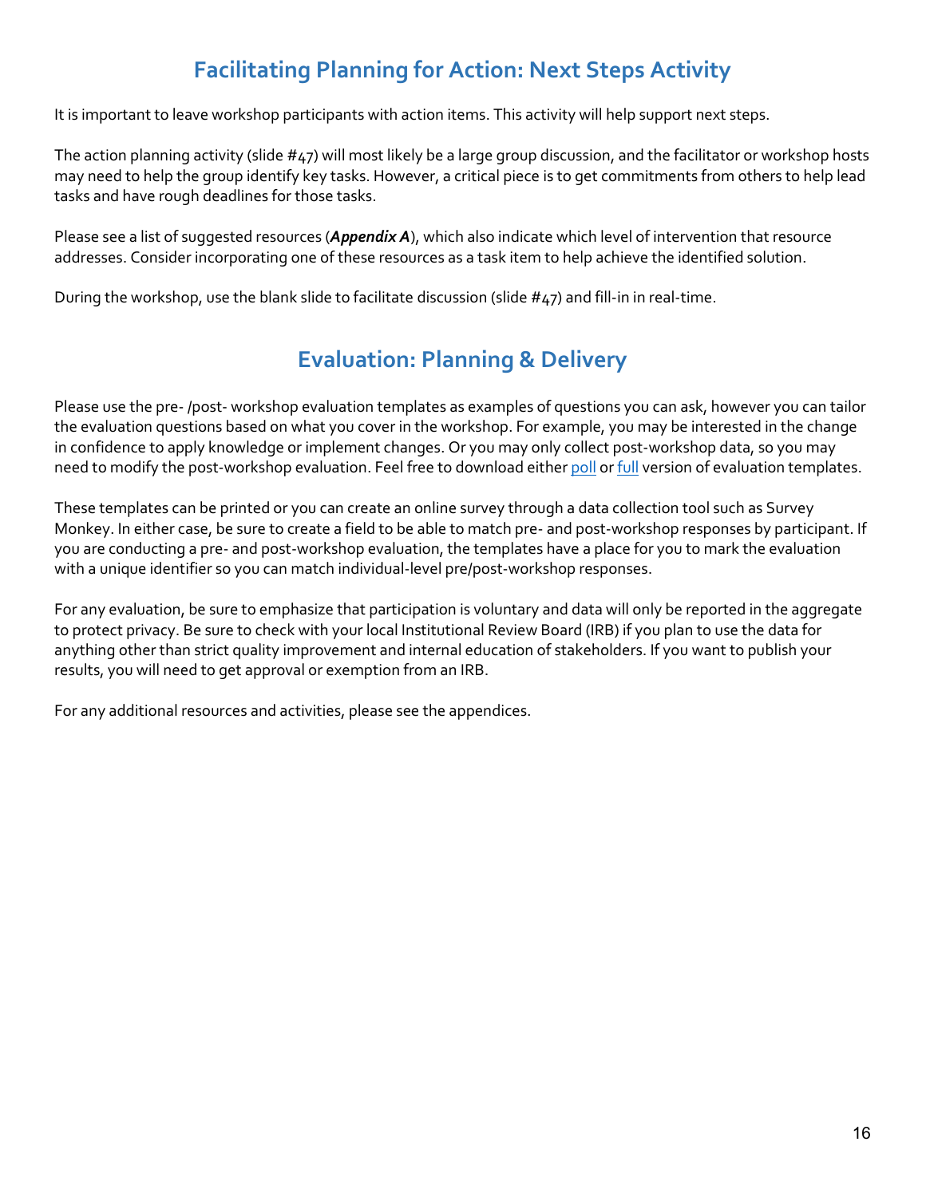## Facilitating Planning for Action: Next Steps Activity

It is important to leave workshop participants with action items. This activity will help support next steps.

The action planning activity (slide #47) will most likely be a large group discussion, and the facilitator or workshop hosts may need to help the group identify key tasks. However, a critical piece is to get commitments from others to help lead tasks and have rough deadlines for those tasks.

Please see a list of suggested resources (***Appendix A***), which also indicate which level of intervention that resource addresses. Consider incorporating one of these resources as a task item to help achieve the identified solution.

During the workshop, use the blank slide to facilitate discussion (slide #47) and fill-in in real-time.

## Evaluation: Planning & Delivery

Please use the pre- /post- workshop evaluation templates as examples of questions you can ask, however you can tailor the evaluation questions based on what you cover in the workshop. For example, you may be interested in the change in confidence to apply knowledge or implement changes. Or you may only collect post-workshop data, so you may need to modify the post-workshop evaluation. Feel free to download either poll or full version of evaluation templates.

These templates can be printed or you can create an online survey through a data collection tool such as Survey Monkey. In either case, be sure to create a field to be able to match pre- and post-workshop responses by participant. If you are conducting a pre- and post-workshop evaluation, the templates have a place for you to mark the evaluation with a unique identifier so you can match individual-level pre/post-workshop responses.

For any evaluation, be sure to emphasize that participation is voluntary and data will only be reported in the aggregate to protect privacy. Be sure to check with your local Institutional Review Board (IRB) if you plan to use the data for anything other than strict quality improvement and internal education of stakeholders. If you want to publish your results, you will need to get approval or exemption from an IRB.

For any additional resources and activities, please see the appendices.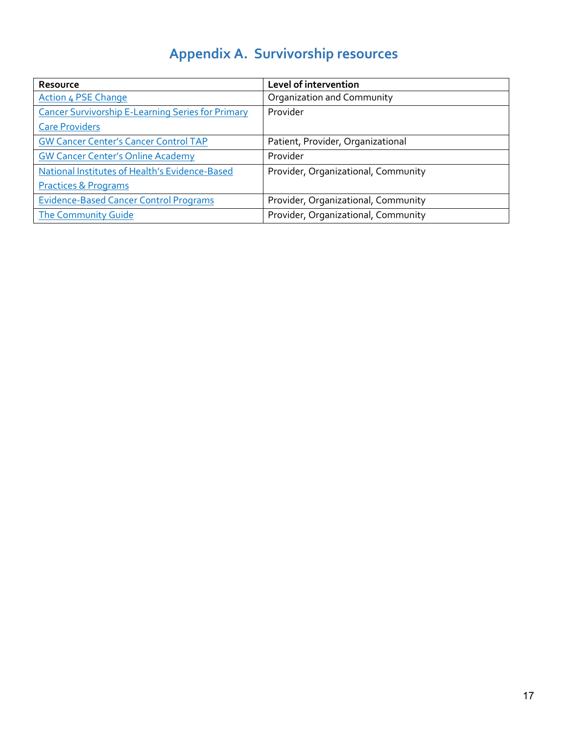# Appendix A. Survivorship resources

| Resource | Level of intervention |
| --- | --- |
| Action 4 PSE Change | Organization and Community |
| Cancer Survivorship E-Learning Series for Primary Care Providers | Provider |
| GW Cancer Center's Cancer Control TAP | Patient, Provider, Organizational |
| GW Cancer Center's Online Academy | Provider |
| National Institutes of Health's Evidence-Based Practices & Programs | Provider, Organizational, Community |
| Evidence-Based Cancer Control Programs | Provider, Organizational, Community |
| The Community Guide | Provider, Organizational, Community |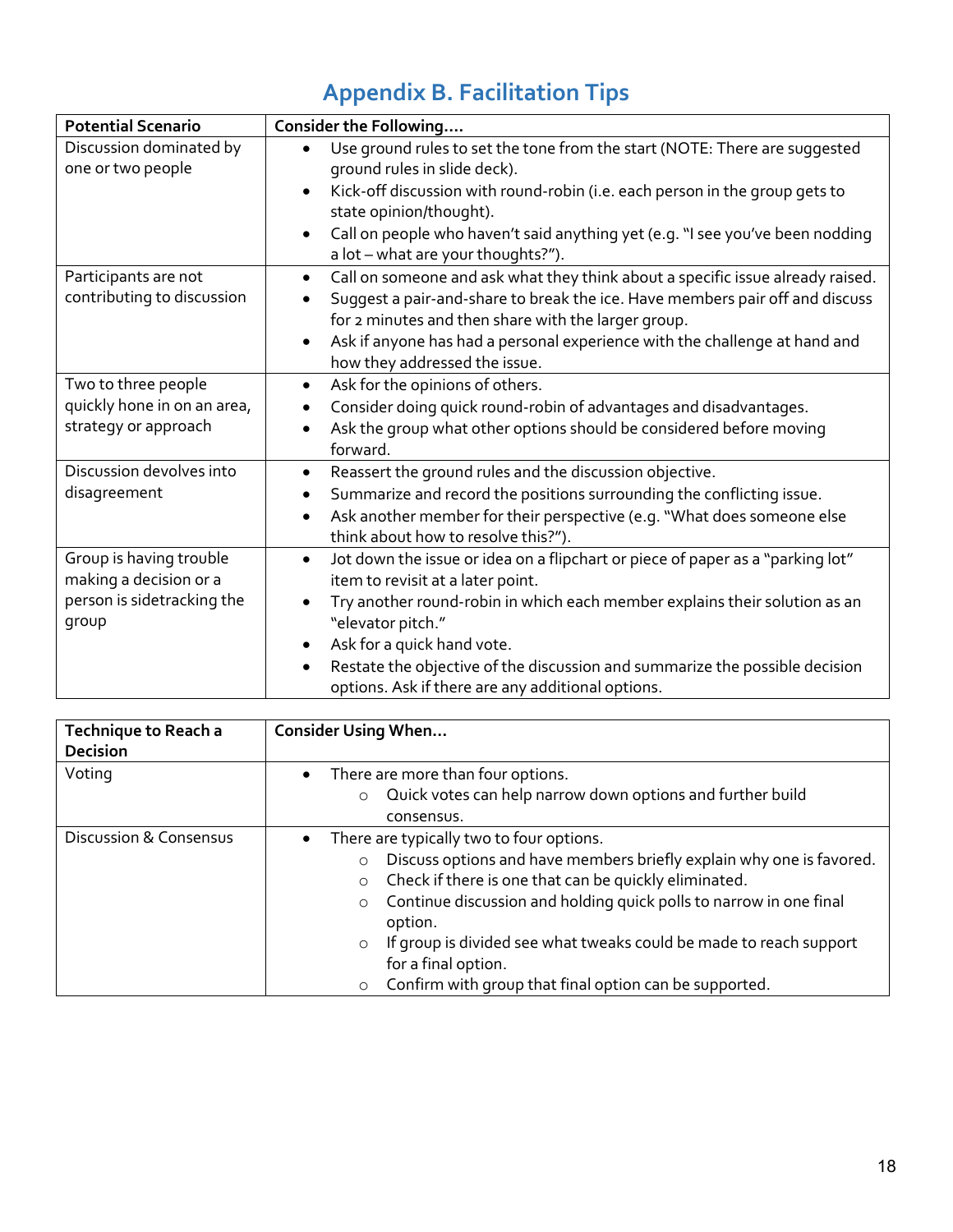# Appendix B. Facilitation Tips

| Potential Scenario | Consider the Following.... |
|---|---|
| Discussion dominated by one or two people | • Use ground rules to set the tone from the start (NOTE: There are suggested ground rules in slide deck).<br>• Kick-off discussion with round-robin (i.e. each person in the group gets to state opinion/thought).<br>• Call on people who haven't said anything yet (e.g. "I see you've been nodding a lot – what are your thoughts?"). |
| Participants are not contributing to discussion | • Call on someone and ask what they think about a specific issue already raised.<br>• Suggest a pair-and-share to break the ice. Have members pair off and discuss for 2 minutes and then share with the larger group.<br>• Ask if anyone has had a personal experience with the challenge at hand and how they addressed the issue. |
| Two to three people quickly hone in on an area, strategy or approach | • Ask for the opinions of others.<br>• Consider doing quick round-robin of advantages and disadvantages.<br>• Ask the group what other options should be considered before moving forward. |
| Discussion devolves into disagreement | • Reassert the ground rules and the discussion objective.<br>• Summarize and record the positions surrounding the conflicting issue.<br>• Ask another member for their perspective (e.g. "What does someone else think about how to resolve this?"). |
| Group is having trouble making a decision or a person is sidetracking the group | • Jot down the issue or idea on a flipchart or piece of paper as a "parking lot" item to revisit at a later point.<br>• Try another round-robin in which each member explains their solution as an "elevator pitch."<br>• Ask for a quick hand vote.<br>• Restate the objective of the discussion and summarize the possible decision options. Ask if there are any additional options. |

| Technique to Reach a Decision | Consider Using When… |
|---|---|
| Voting | • There are more than four options.<br>  ○ Quick votes can help narrow down options and further build consensus. |
| Discussion & Consensus | • There are typically two to four options.<br>  ○ Discuss options and have members briefly explain why one is favored.<br>  ○ Check if there is one that can be quickly eliminated.<br>  ○ Continue discussion and holding quick polls to narrow in one final option.<br>  ○ If group is divided see what tweaks could be made to reach support for a final option.<br>  ○ Confirm with group that final option can be supported. |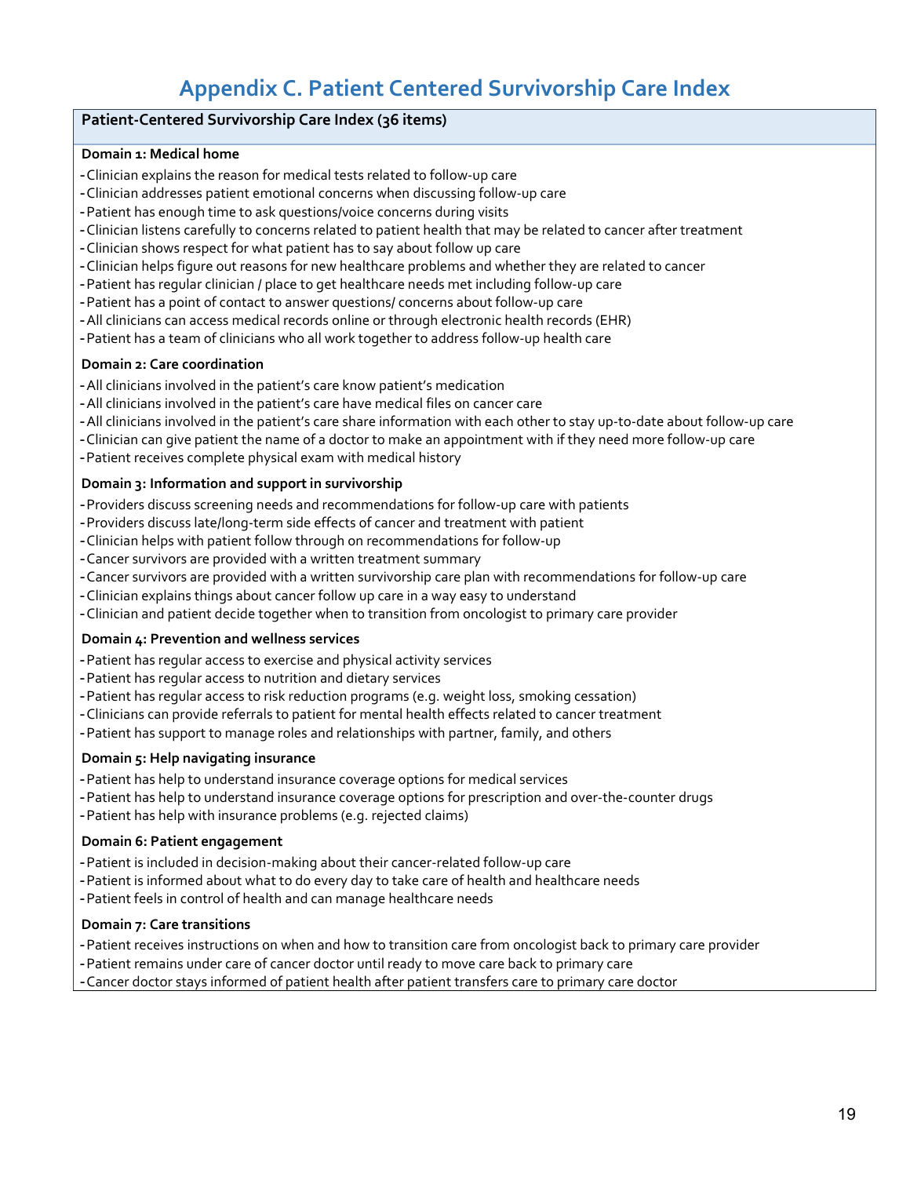# Appendix C. Patient Centered Survivorship Care Index

**Patient-Centered Survivorship Care Index (36 items)**

**Domain 1: Medical home**

- Clinician explains the reason for medical tests related to follow-up care
- Clinician addresses patient emotional concerns when discussing follow-up care
- Patient has enough time to ask questions/voice concerns during visits
- Clinician listens carefully to concerns related to patient health that may be related to cancer after treatment
- Clinician shows respect for what patient has to say about follow up care
- Clinician helps figure out reasons for new healthcare problems and whether they are related to cancer
- Patient has regular clinician / place to get healthcare needs met including follow-up care
- Patient has a point of contact to answer questions/ concerns about follow-up care
- All clinicians can access medical records online or through electronic health records (EHR)
- Patient has a team of clinicians who all work together to address follow-up health care

**Domain 2: Care coordination**

- All clinicians involved in the patient's care know patient's medication
- All clinicians involved in the patient's care have medical files on cancer care
- All clinicians involved in the patient's care share information with each other to stay up-to-date about follow-up care
- Clinician can give patient the name of a doctor to make an appointment with if they need more follow-up care
- Patient receives complete physical exam with medical history

**Domain 3: Information and support in survivorship**

- Providers discuss screening needs and recommendations for follow-up care with patients
- Providers discuss late/long-term side effects of cancer and treatment with patient
- Clinician helps with patient follow through on recommendations for follow-up
- Cancer survivors are provided with a written treatment summary
- Cancer survivors are provided with a written survivorship care plan with recommendations for follow-up care
- Clinician explains things about cancer follow up care in a way easy to understand
- Clinician and patient decide together when to transition from oncologist to primary care provider

**Domain 4: Prevention and wellness services**

- Patient has regular access to exercise and physical activity services
- Patient has regular access to nutrition and dietary services
- Patient has regular access to risk reduction programs (e.g. weight loss, smoking cessation)
- Clinicians can provide referrals to patient for mental health effects related to cancer treatment
- Patient has support to manage roles and relationships with partner, family, and others

**Domain 5: Help navigating insurance**

- Patient has help to understand insurance coverage options for medical services
- Patient has help to understand insurance coverage options for prescription and over-the-counter drugs
- Patient has help with insurance problems (e.g. rejected claims)

**Domain 6: Patient engagement**

- Patient is included in decision-making about their cancer-related follow-up care
- Patient is informed about what to do every day to take care of health and healthcare needs
- Patient feels in control of health and can manage healthcare needs

**Domain 7: Care transitions**

- Patient receives instructions on when and how to transition care from oncologist back to primary care provider
- Patient remains under care of cancer doctor until ready to move care back to primary care
- Cancer doctor stays informed of patient health after patient transfers care to primary care doctor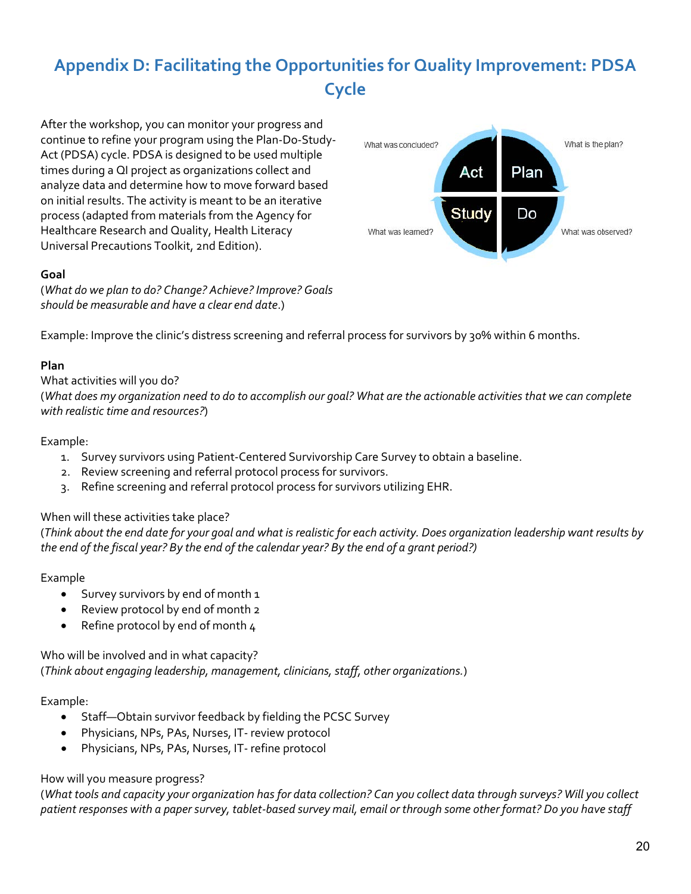# Appendix D: Facilitating the Opportunities for Quality Improvement: PDSA Cycle

After the workshop, you can monitor your progress and continue to refine your program using the Plan-Do-Study-Act (PDSA) cycle. PDSA is designed to be used multiple times during a QI project as organizations collect and analyze data and determine how to move forward based on initial results. The activity is meant to be an iterative process (adapted from materials from the Agency for Healthcare Research and Quality, Health Literacy Universal Precautions Toolkit, 2nd Edition).

What was concluded? — Act | Plan — What is the plan?

What was learned? — Study | Do — What was observed?

**Goal**

(*What do we plan to do? Change? Achieve? Improve? Goals should be measurable and have a clear end date.*)

Example: Improve the clinic's distress screening and referral process for survivors by 30% within 6 months.

**Plan**

What activities will you do?

(*What does my organization need to do to accomplish our goal? What are the actionable activities that we can complete with realistic time and resources?*)

Example:

1. Survey survivors using Patient-Centered Survivorship Care Survey to obtain a baseline.
2. Review screening and referral protocol process for survivors.
3. Refine screening and referral protocol process for survivors utilizing EHR.

When will these activities take place?

(*Think about the end date for your goal and what is realistic for each activity. Does organization leadership want results by the end of the fiscal year? By the end of the calendar year? By the end of a grant period?)*

Example

- Survey survivors by end of month 1
- Review protocol by end of month 2
- Refine protocol by end of month 4

Who will be involved and in what capacity?

(*Think about engaging leadership, management, clinicians, staff, other organizations.*)

Example:

- Staff—Obtain survivor feedback by fielding the PCSC Survey
- Physicians, NPs, PAs, Nurses, IT- review protocol
- Physicians, NPs, PAs, Nurses, IT- refine protocol

How will you measure progress?

(*What tools and capacity your organization has for data collection? Can you collect data through surveys? Will you collect patient responses with a paper survey, tablet-based survey mail, email or through some other format? Do you have staff*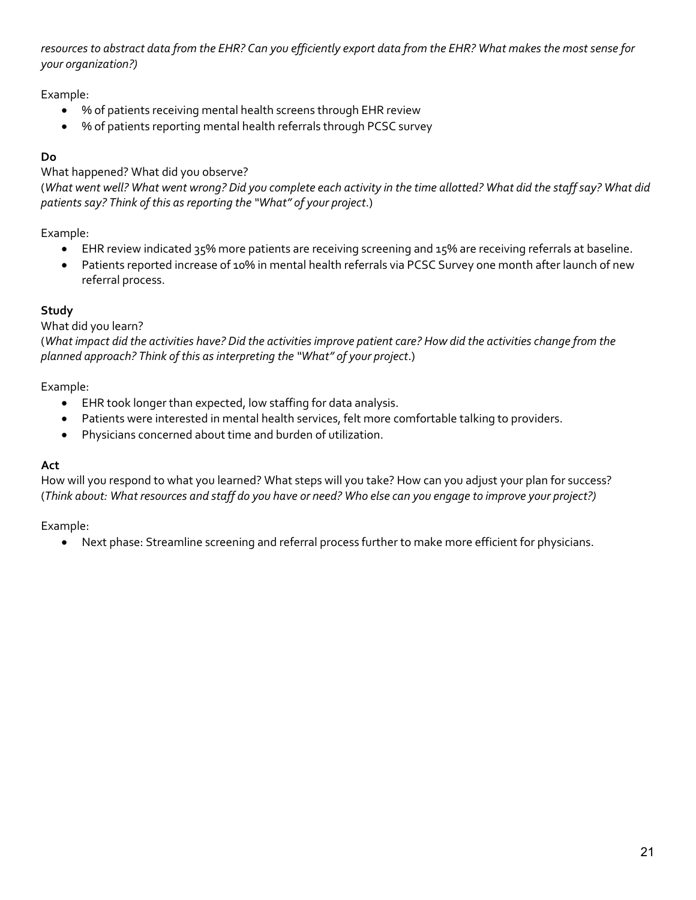*resources to abstract data from the EHR? Can you efficiently export data from the EHR? What makes the most sense for your organization?)*

Example:

- % of patients receiving mental health screens through EHR review
- % of patients reporting mental health referrals through PCSC survey

**Do**

What happened? What did you observe?

(*What went well? What went wrong? Did you complete each activity in the time allotted? What did the staff say? What did patients say? Think of this as reporting the "What" of your project*.)

Example:

- EHR review indicated 35% more patients are receiving screening and 15% are receiving referrals at baseline.
- Patients reported increase of 10% in mental health referrals via PCSC Survey one month after launch of new referral process.

**Study**

What did you learn?

(*What impact did the activities have? Did the activities improve patient care? How did the activities change from the planned approach? Think of this as interpreting the "What" of your project*.)

Example:

- EHR took longer than expected, low staffing for data analysis.
- Patients were interested in mental health services, felt more comfortable talking to providers.
- Physicians concerned about time and burden of utilization.

**Act**

How will you respond to what you learned? What steps will you take? How can you adjust your plan for success?

(*Think about: What resources and staff do you have or need? Who else can you engage to improve your project?)*

Example:

- Next phase: Streamline screening and referral process further to make more efficient for physicians.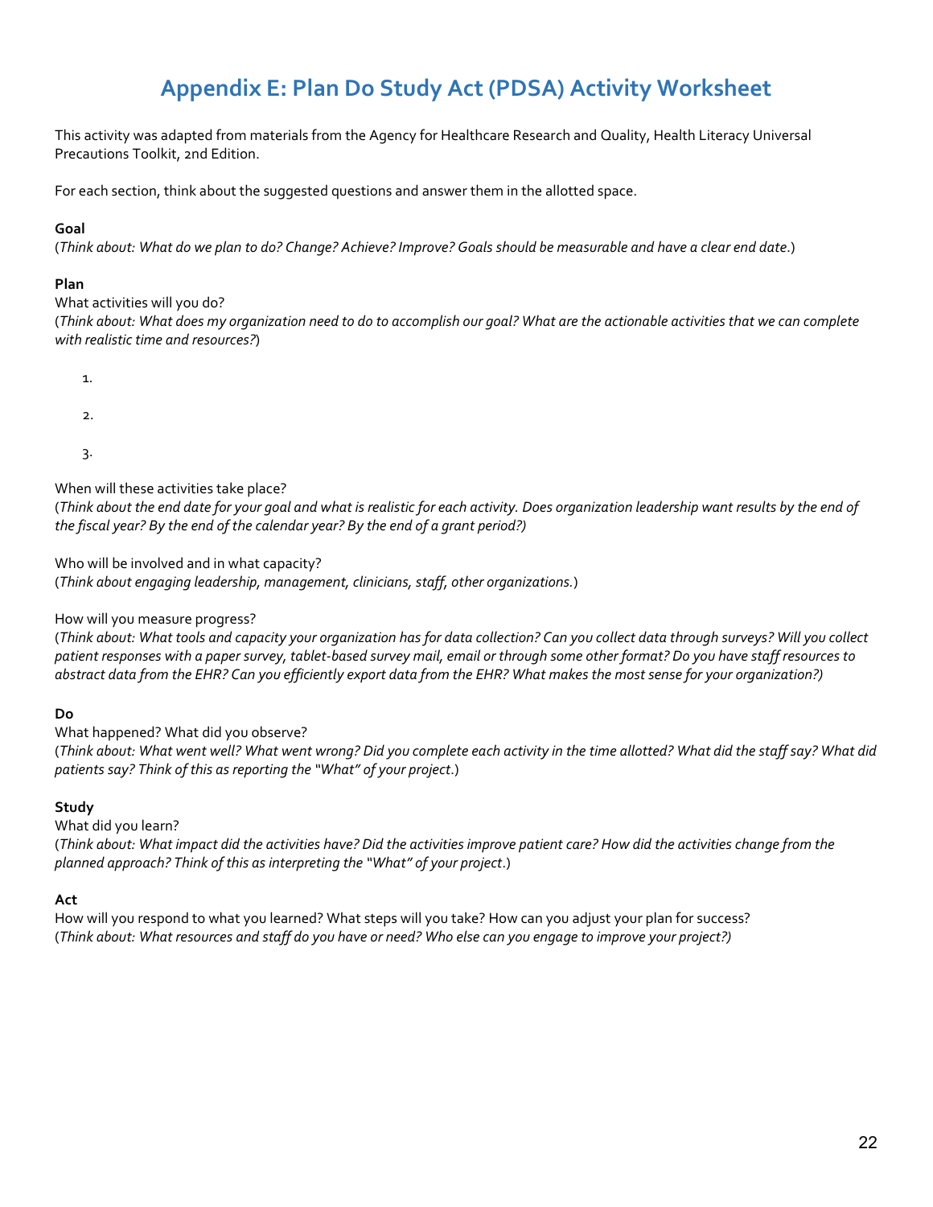# Appendix E: Plan Do Study Act (PDSA) Activity Worksheet

This activity was adapted from materials from the Agency for Healthcare Research and Quality, Health Literacy Universal Precautions Toolkit, 2nd Edition.

For each section, think about the suggested questions and answer them in the allotted space.

**Goal**

(*Think about: What do we plan to do? Change? Achieve? Improve? Goals should be measurable and have a clear end date*.)

**Plan**

What activities will you do?

(*Think about: What does my organization need to do to accomplish our goal? What are the actionable activities that we can complete with realistic time and resources?*)

1.

2.

3.

When will these activities take place?

(*Think about the end date for your goal and what is realistic for each activity. Does organization leadership want results by the end of the fiscal year? By the end of the calendar year? By the end of a grant period?)*

Who will be involved and in what capacity?

(*Think about engaging leadership, management, clinicians, staff, other organizations.*)

How will you measure progress?

(*Think about: What tools and capacity your organization has for data collection? Can you collect data through surveys? Will you collect patient responses with a paper survey, tablet-based survey mail, email or through some other format? Do you have staff resources to abstract data from the EHR? Can you efficiently export data from the EHR? What makes the most sense for your organization?)*

**Do**

What happened? What did you observe?

(*Think about: What went well? What went wrong? Did you complete each activity in the time allotted? What did the staff say? What did patients say? Think of this as reporting the "What" of your project*.)

**Study**

What did you learn?

(*Think about: What impact did the activities have? Did the activities improve patient care? How did the activities change from the planned approach? Think of this as interpreting the "What" of your project*.)

**Act**

How will you respond to what you learned? What steps will you take? How can you adjust your plan for success?

(*Think about: What resources and staff do you have or need? Who else can you engage to improve your project?)*